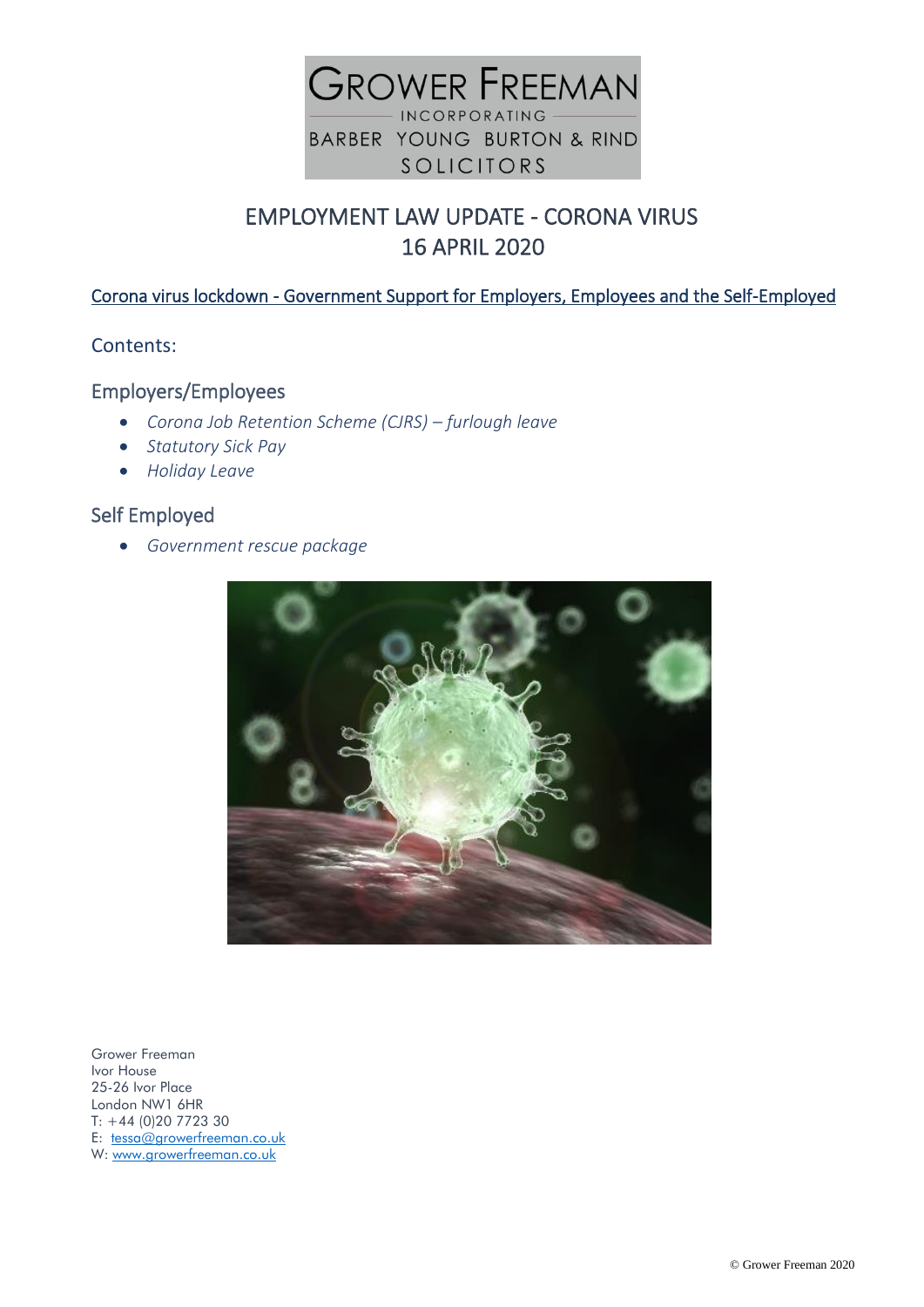GROWER FREEMAN

INCORPORATING

BARBER YOUNG BURTON & RIND

SOLICITORS

# EMPLOYMENT LAW UPDATE - CORONA VIRUS
# 16 APRIL 2020

## Corona virus lockdown - Government Support for Employers, Employees and the Self-Employed

### Contents:

### Employers/Employees

- *Corona Job Retention Scheme (CJRS) – furlough leave*
- *Statutory Sick Pay*
- *Holiday Leave*

### Self Employed

- *Government rescue package*

Grower Freeman
Ivor House
25-26 Ivor Place
London NW1 6HR
T: +44 (0)20 7723 30
E: tessa@growerfreeman.co.uk
W: www.growerfreeman.co.uk

© Grower Freeman 2020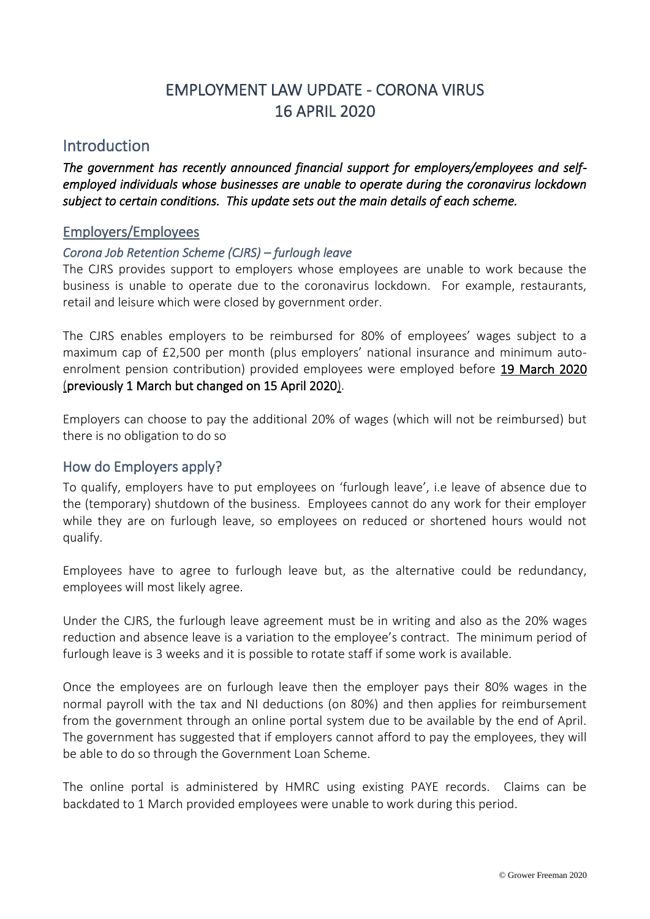# EMPLOYMENT LAW UPDATE - CORONA VIRUS
# 16 APRIL 2020

## Introduction

***The government has recently announced financial support for employers/employees and self-employed individuals whose businesses are unable to operate during the coronavirus lockdown subject to certain conditions. This update sets out the main details of each scheme.***

### Employers/Employees

#### *Corona Job Retention Scheme (CJRS) – furlough leave*

The CJRS provides support to employers whose employees are unable to work because the business is unable to operate due to the coronavirus lockdown. For example, restaurants, retail and leisure which were closed by government order.

The CJRS enables employers to be reimbursed for 80% of employees' wages subject to a maximum cap of £2,500 per month (plus employers' national insurance and minimum auto-enrolment pension contribution) provided employees were employed before **19 March 2020** (**previously 1 March but changed on 15 April 2020**).

Employers can choose to pay the additional 20% of wages (which will not be reimbursed) but there is no obligation to do so

## How do Employers apply?

To qualify, employers have to put employees on 'furlough leave', i.e leave of absence due to the (temporary) shutdown of the business. Employees cannot do any work for their employer while they are on furlough leave, so employees on reduced or shortened hours would not qualify.

Employees have to agree to furlough leave but, as the alternative could be redundancy, employees will most likely agree.

Under the CJRS, the furlough leave agreement must be in writing and also as the 20% wages reduction and absence leave is a variation to the employee's contract. The minimum period of furlough leave is 3 weeks and it is possible to rotate staff if some work is available.

Once the employees are on furlough leave then the employer pays their 80% wages in the normal payroll with the tax and NI deductions (on 80%) and then applies for reimbursement from the government through an online portal system due to be available by the end of April. The government has suggested that if employers cannot afford to pay the employees, they will be able to do so through the Government Loan Scheme.

The online portal is administered by HMRC using existing PAYE records. Claims can be backdated to 1 March provided employees were unable to work during this period.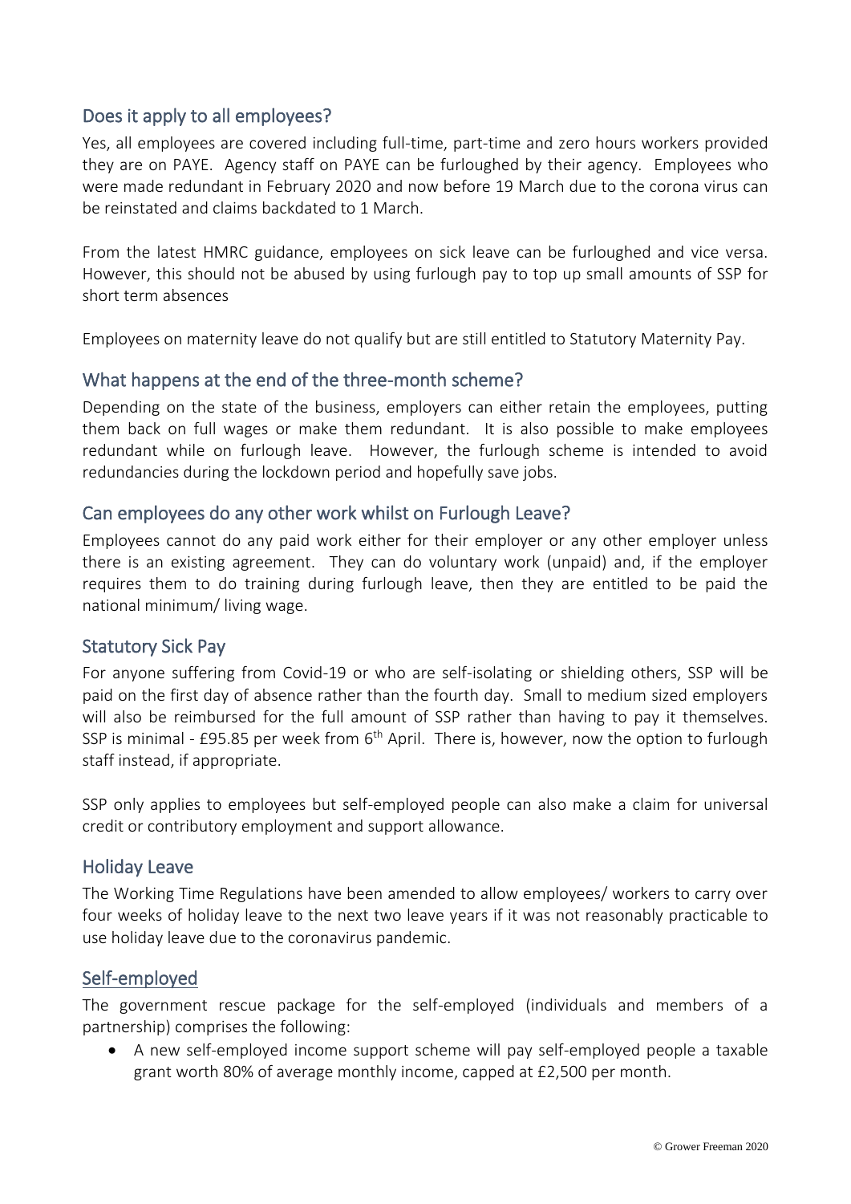## Does it apply to all employees?

Yes, all employees are covered including full-time, part-time and zero hours workers provided they are on PAYE. Agency staff on PAYE can be furloughed by their agency. Employees who were made redundant in February 2020 and now before 19 March due to the corona virus can be reinstated and claims backdated to 1 March.

From the latest HMRC guidance, employees on sick leave can be furloughed and vice versa. However, this should not be abused by using furlough pay to top up small amounts of SSP for short term absences

Employees on maternity leave do not qualify but are still entitled to Statutory Maternity Pay.

## What happens at the end of the three-month scheme?

Depending on the state of the business, employers can either retain the employees, putting them back on full wages or make them redundant. It is also possible to make employees redundant while on furlough leave. However, the furlough scheme is intended to avoid redundancies during the lockdown period and hopefully save jobs.

## Can employees do any other work whilst on Furlough Leave?

Employees cannot do any paid work either for their employer or any other employer unless there is an existing agreement. They can do voluntary work (unpaid) and, if the employer requires them to do training during furlough leave, then they are entitled to be paid the national minimum/ living wage.

## Statutory Sick Pay

For anyone suffering from Covid-19 or who are self-isolating or shielding others, SSP will be paid on the first day of absence rather than the fourth day. Small to medium sized employers will also be reimbursed for the full amount of SSP rather than having to pay it themselves. SSP is minimal - £95.85 per week from 6th April. There is, however, now the option to furlough staff instead, if appropriate.

SSP only applies to employees but self-employed people can also make a claim for universal credit or contributory employment and support allowance.

## Holiday Leave

The Working Time Regulations have been amended to allow employees/ workers to carry over four weeks of holiday leave to the next two leave years if it was not reasonably practicable to use holiday leave due to the coronavirus pandemic.

## Self-employed

The government rescue package for the self-employed (individuals and members of a partnership) comprises the following:

- A new self-employed income support scheme will pay self-employed people a taxable grant worth 80% of average monthly income, capped at £2,500 per month.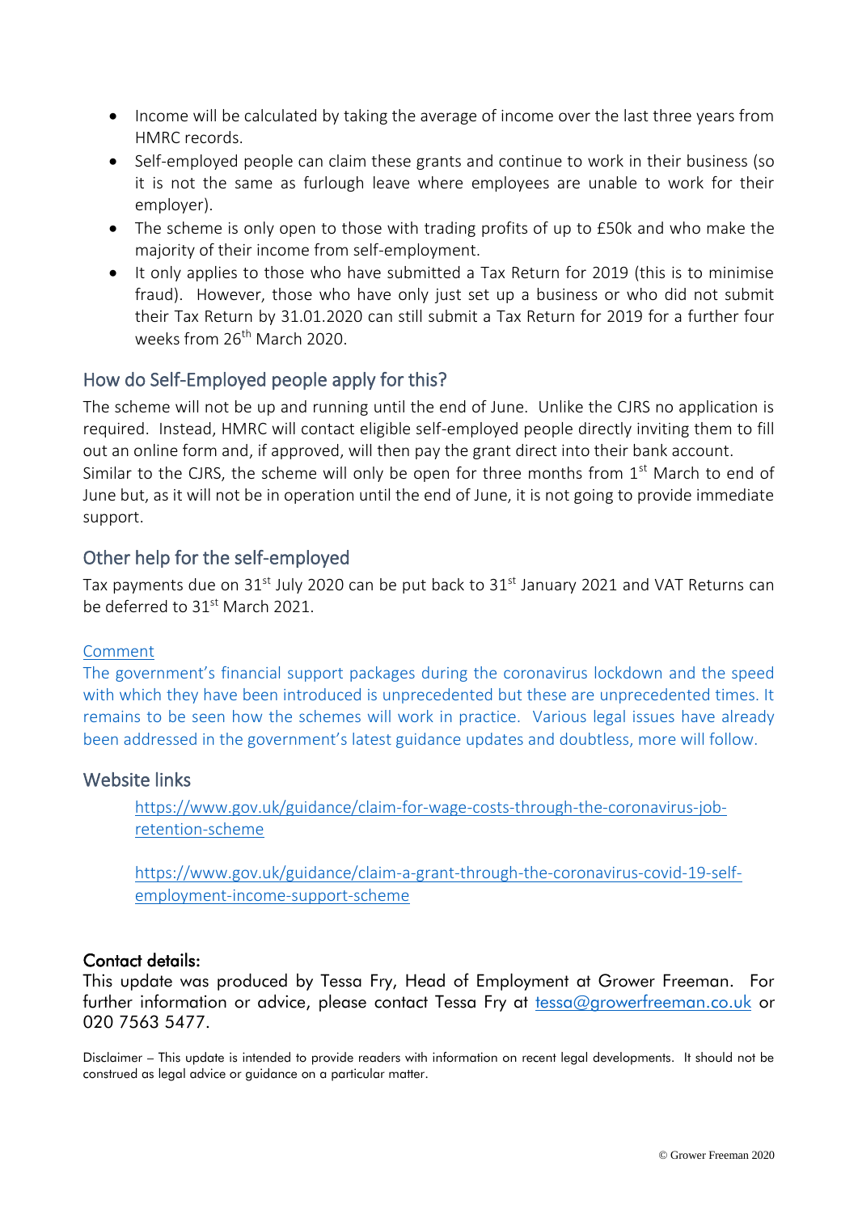- Income will be calculated by taking the average of income over the last three years from HMRC records.
- Self-employed people can claim these grants and continue to work in their business (so it is not the same as furlough leave where employees are unable to work for their employer).
- The scheme is only open to those with trading profits of up to £50k and who make the majority of their income from self-employment.
- It only applies to those who have submitted a Tax Return for 2019 (this is to minimise fraud). However, those who have only just set up a business or who did not submit their Tax Return by 31.01.2020 can still submit a Tax Return for 2019 for a further four weeks from 26th March 2020.

## How do Self-Employed people apply for this?

The scheme will not be up and running until the end of June. Unlike the CJRS no application is required. Instead, HMRC will contact eligible self-employed people directly inviting them to fill out an online form and, if approved, will then pay the grant direct into their bank account.
Similar to the CJRS, the scheme will only be open for three months from 1st March to end of June but, as it will not be in operation until the end of June, it is not going to provide immediate support.

## Other help for the self-employed

Tax payments due on 31st July 2020 can be put back to 31st January 2021 and VAT Returns can be deferred to 31st March 2021.

Comment

The government's financial support packages during the coronavirus lockdown and the speed with which they have been introduced is unprecedented but these are unprecedented times. It remains to be seen how the schemes will work in practice. Various legal issues have already been addressed in the government's latest guidance updates and doubtless, more will follow.

## Website links

https://www.gov.uk/guidance/claim-for-wage-costs-through-the-coronavirus-job-retention-scheme

https://www.gov.uk/guidance/claim-a-grant-through-the-coronavirus-covid-19-self-employment-income-support-scheme

**Contact details:**

This update was produced by Tessa Fry, Head of Employment at Grower Freeman. For further information or advice, please contact Tessa Fry at tessa@growerfreeman.co.uk or 020 7563 5477.

Disclaimer – This update is intended to provide readers with information on recent legal developments. It should not be construed as legal advice or guidance on a particular matter.

© Grower Freeman 2020